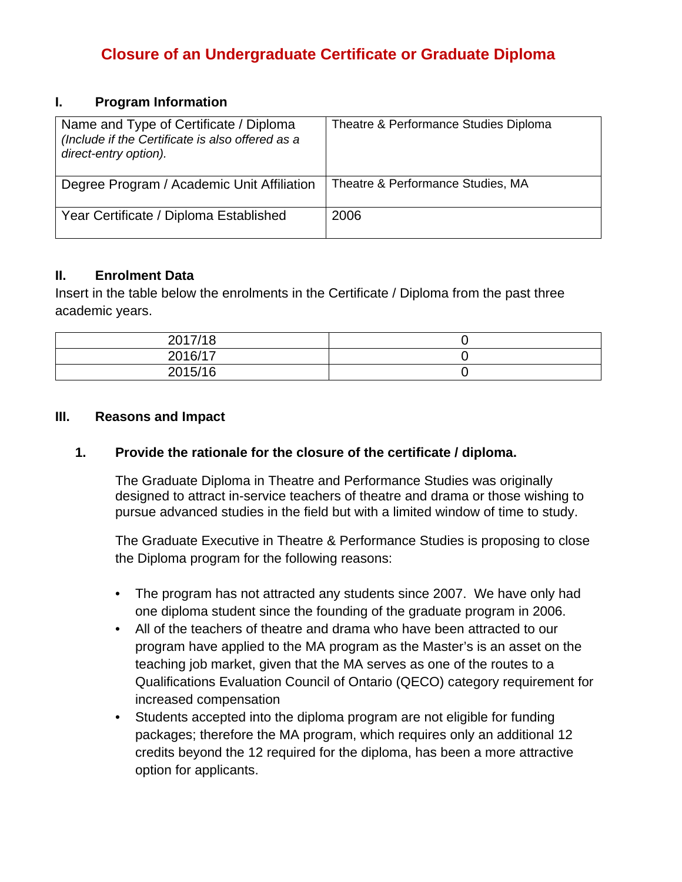# Closure of an Undergraduate Certificate or Graduate Diploma

## I. Program Information

| Name and Type of Certificate / Diploma *(Include if the Certificate is also offered as a direct-entry option).* | Theatre & Performance Studies Diploma |
|---|---|
| Degree Program / Academic Unit Affiliation | Theatre & Performance Studies, MA |
| Year Certificate / Diploma Established | 2006 |

## II. Enrolment Data

Insert in the table below the enrolments in the Certificate / Diploma from the past three academic years.

| | |
|---|---|
| 2017/18 | 0 |
| 2016/17 | 0 |
| 2015/16 | 0 |

## III. Reasons and Impact

### 1. Provide the rationale for the closure of the certificate / diploma.

The Graduate Diploma in Theatre and Performance Studies was originally designed to attract in-service teachers of theatre and drama or those wishing to pursue advanced studies in the field but with a limited window of time to study.

The Graduate Executive in Theatre & Performance Studies is proposing to close the Diploma program for the following reasons:

- The program has not attracted any students since 2007. We have only had one diploma student since the founding of the graduate program in 2006.
- All of the teachers of theatre and drama who have been attracted to our program have applied to the MA program as the Master's is an asset on the teaching job market, given that the MA serves as one of the routes to a Qualifications Evaluation Council of Ontario (QECO) category requirement for increased compensation
- Students accepted into the diploma program are not eligible for funding packages; therefore the MA program, which requires only an additional 12 credits beyond the 12 required for the diploma, has been a more attractive option for applicants.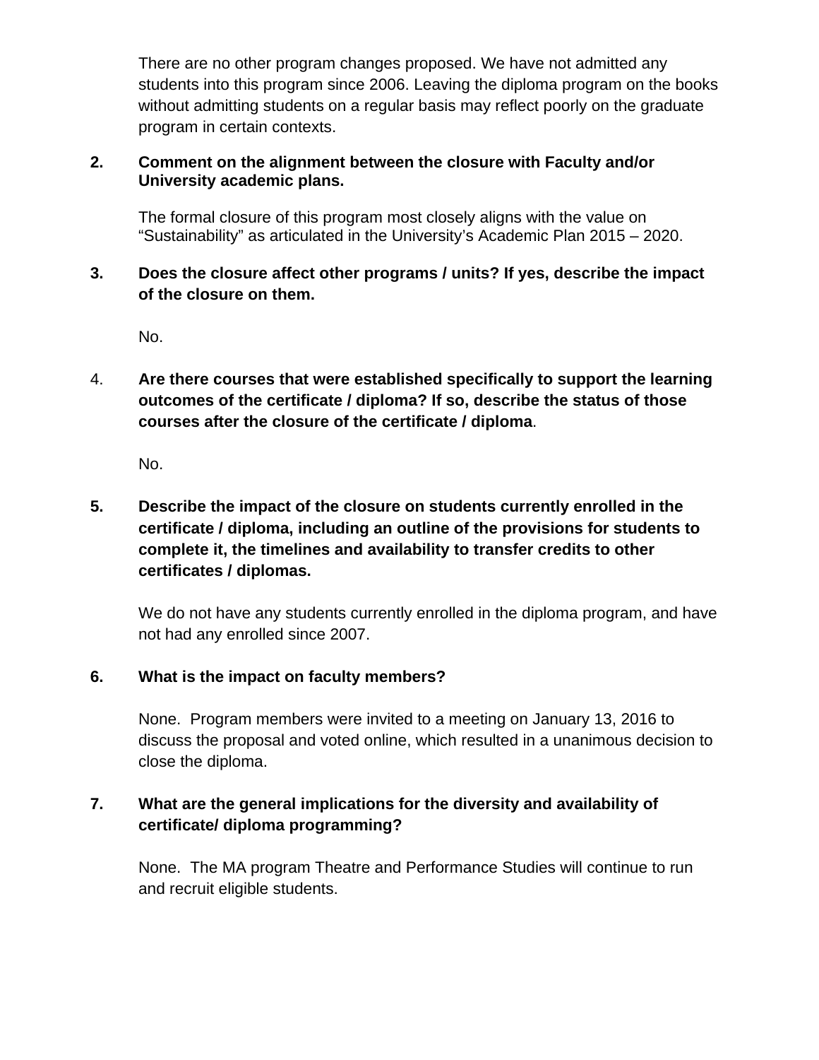There are no other program changes proposed. We have not admitted any students into this program since 2006. Leaving the diploma program on the books without admitting students on a regular basis may reflect poorly on the graduate program in certain contexts.

**2. Comment on the alignment between the closure with Faculty and/or University academic plans.**

The formal closure of this program most closely aligns with the value on “Sustainability” as articulated in the University’s Academic Plan 2015 – 2020.

**3. Does the closure affect other programs / units? If yes, describe the impact of the closure on them.**

No.

4. **Are there courses that were established specifically to support the learning outcomes of the certificate / diploma? If so, describe the status of those courses after the closure of the certificate / diploma**.

No.

**5. Describe the impact of the closure on students currently enrolled in the certificate / diploma, including an outline of the provisions for students to complete it, the timelines and availability to transfer credits to other certificates / diplomas.**

We do not have any students currently enrolled in the diploma program, and have not had any enrolled since 2007.

**6. What is the impact on faculty members?**

None. Program members were invited to a meeting on January 13, 2016 to discuss the proposal and voted online, which resulted in a unanimous decision to close the diploma.

**7. What are the general implications for the diversity and availability of certificate/ diploma programming?**

None. The MA program Theatre and Performance Studies will continue to run and recruit eligible students.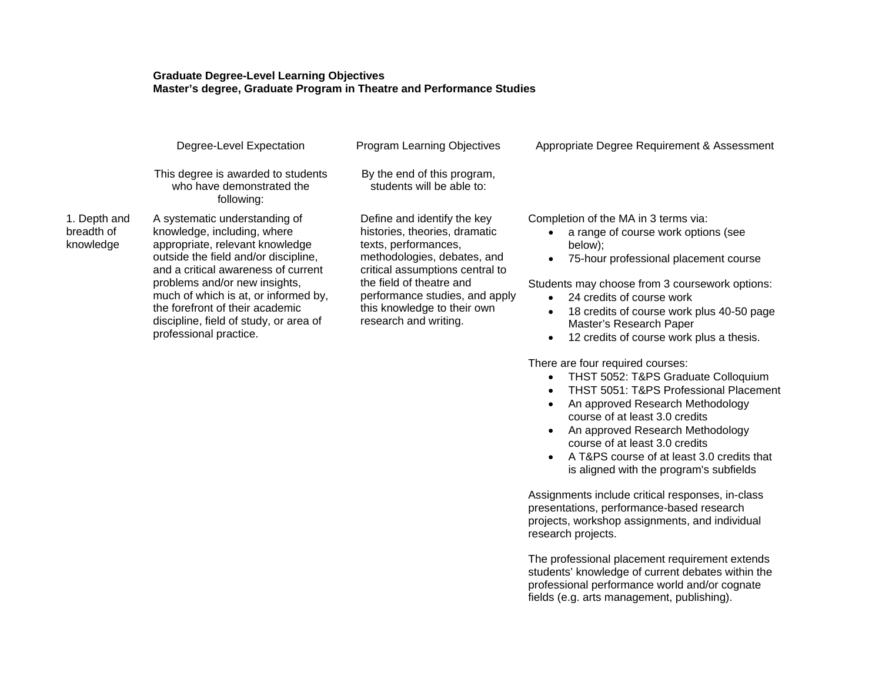**Graduate Degree-Level Learning Objectives**
**Master's degree, Graduate Program in Theatre and Performance Studies**

| | Degree-Level Expectation | Program Learning Objectives | Appropriate Degree Requirement & Assessment |
|---|---|---|---|
| | This degree is awarded to students who have demonstrated the following: | By the end of this program, students will be able to: | |
| 1. Depth and breadth of knowledge | A systematic understanding of knowledge, including, where appropriate, relevant knowledge outside the field and/or discipline, and a critical awareness of current problems and/or new insights, much of which is at, or informed by, the forefront of their academic discipline, field of study, or area of professional practice. | Define and identify the key histories, theories, dramatic texts, performances, methodologies, debates, and critical assumptions central to the field of theatre and performance studies, and apply this knowledge to their own research and writing. | Completion of the MA in 3 terms via:<br>• a range of course work options (see below);<br>• 75-hour professional placement course<br><br>Students may choose from 3 coursework options:<br>• 24 credits of course work<br>• 18 credits of course work plus 40-50 page Master's Research Paper<br>• 12 credits of course work plus a thesis.<br><br>There are four required courses:<br>• THST 5052: T&PS Graduate Colloquium<br>• THST 5051: T&PS Professional Placement<br>• An approved Research Methodology course of at least 3.0 credits<br>• An approved Research Methodology course of at least 3.0 credits<br>• A T&PS course of at least 3.0 credits that is aligned with the program's subfields<br><br>Assignments include critical responses, in-class presentations, performance-based research projects, workshop assignments, and individual research projects.<br><br>The professional placement requirement extends students' knowledge of current debates within the professional performance world and/or cognate fields (e.g. arts management, publishing). |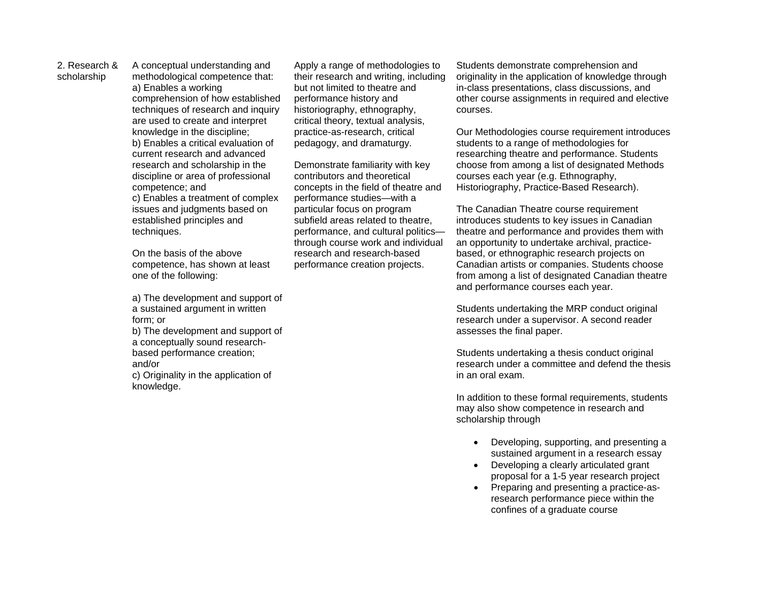| | | | |
|---|---|---|---|
| 2. Research & scholarship | A conceptual understanding and methodological competence that:<br>a) Enables a working comprehension of how established techniques of research and inquiry are used to create and interpret knowledge in the discipline;<br>b) Enables a critical evaluation of current research and advanced research and scholarship in the discipline or area of professional competence; and<br>c) Enables a treatment of complex issues and judgments based on established principles and techniques.<br><br>On the basis of the above competence, has shown at least one of the following:<br><br>a) The development and support of a sustained argument in written form; or<br>b) The development and support of a conceptually sound research-based performance creation; and/or<br>c) Originality in the application of knowledge. | Apply a range of methodologies to their research and writing, including but not limited to theatre and performance history and historiography, ethnography, critical theory, textual analysis, practice-as-research, critical pedagogy, and dramaturgy.<br><br>Demonstrate familiarity with key contributors and theoretical concepts in the field of theatre and performance studies—with a particular focus on program subfield areas related to theatre, performance, and cultural politics—through course work and individual research and research-based performance creation projects. | Students demonstrate comprehension and originality in the application of knowledge through in-class presentations, class discussions, and other course assignments in required and elective courses.<br><br>Our Methodologies course requirement introduces students to a range of methodologies for researching theatre and performance. Students choose from among a list of designated Methods courses each year (e.g. Ethnography, Historiography, Practice-Based Research).<br><br>The Canadian Theatre course requirement introduces students to key issues in Canadian theatre and performance and provides them with an opportunity to undertake archival, practice-based, or ethnographic research projects on Canadian artists or companies. Students choose from among a list of designated Canadian theatre and performance courses each year.<br><br>Students undertaking the MRP conduct original research under a supervisor. A second reader assesses the final paper.<br><br>Students undertaking a thesis conduct original research under a committee and defend the thesis in an oral exam.<br><br>In addition to these formal requirements, students may also show competence in research and scholarship through<br><br>• Developing, supporting, and presenting a sustained argument in a research essay<br>• Developing a clearly articulated grant proposal for a 1-5 year research project<br>• Preparing and presenting a practice-as-research performance piece within the confines of a graduate course |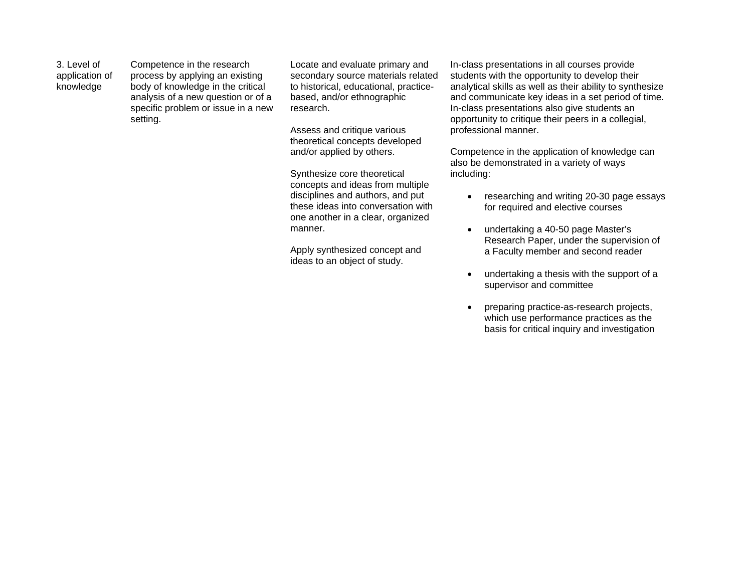| 3. Level of application of knowledge | Competence in the research process by applying an existing body of knowledge in the critical analysis of a new question or of a specific problem or issue in a new setting. | Locate and evaluate primary and secondary source materials related to historical, educational, practice-based, and/or ethnographic research.<br><br>Assess and critique various theoretical concepts developed and/or applied by others.<br><br>Synthesize core theoretical concepts and ideas from multiple disciplines and authors, and put these ideas into conversation with one another in a clear, organized manner.<br><br>Apply synthesized concept and ideas to an object of study. | In-class presentations in all courses provide students with the opportunity to develop their analytical skills as well as their ability to synthesize and communicate key ideas in a set period of time. In-class presentations also give students an opportunity to critique their peers in a collegial, professional manner.<br><br>Competence in the application of knowledge can also be demonstrated in a variety of ways including:<br><br>• researching and writing 20-30 page essays for required and elective courses<br><br>• undertaking a 40-50 page Master's Research Paper, under the supervision of a Faculty member and second reader<br><br>• undertaking a thesis with the support of a supervisor and committee<br><br>• preparing practice-as-research projects, which use performance practices as the basis for critical inquiry and investigation |
|---|---|---|---|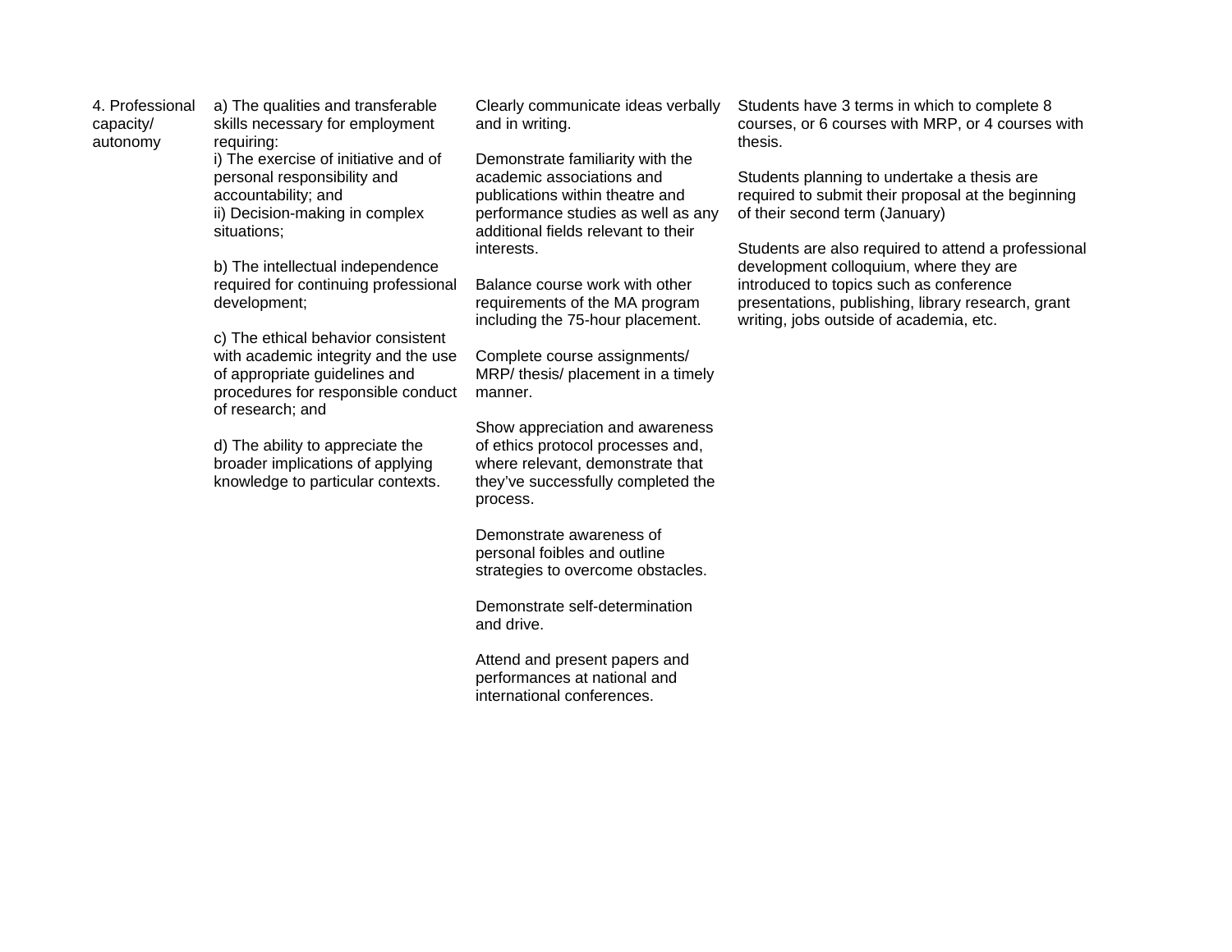| 4. Professional capacity/ autonomy | a) The qualities and transferable skills necessary for employment requiring:<br>i) The exercise of initiative and of personal responsibility and accountability; and<br>ii) Decision-making in complex situations;<br><br>b) The intellectual independence required for continuing professional development;<br><br>c) The ethical behavior consistent with academic integrity and the use of appropriate guidelines and procedures for responsible conduct of research; and<br><br>d) The ability to appreciate the broader implications of applying knowledge to particular contexts. | Clearly communicate ideas verbally and in writing.<br><br>Demonstrate familiarity with the academic associations and publications within theatre and performance studies as well as any additional fields relevant to their interests.<br><br>Balance course work with other requirements of the MA program including the 75-hour placement.<br><br>Complete course assignments/ MRP/ thesis/ placement in a timely manner.<br><br>Show appreciation and awareness of ethics protocol processes and, where relevant, demonstrate that they've successfully completed the process.<br><br>Demonstrate awareness of personal foibles and outline strategies to overcome obstacles.<br><br>Demonstrate self-determination and drive.<br><br>Attend and present papers and performances at national and international conferences. | Students have 3 terms in which to complete 8 courses, or 6 courses with MRP, or 4 courses with thesis.<br><br>Students planning to undertake a thesis are required to submit their proposal at the beginning of their second term (January)<br><br>Students are also required to attend a professional development colloquium, where they are introduced to topics such as conference presentations, publishing, library research, grant writing, jobs outside of academia, etc. |
|---|---|---|---|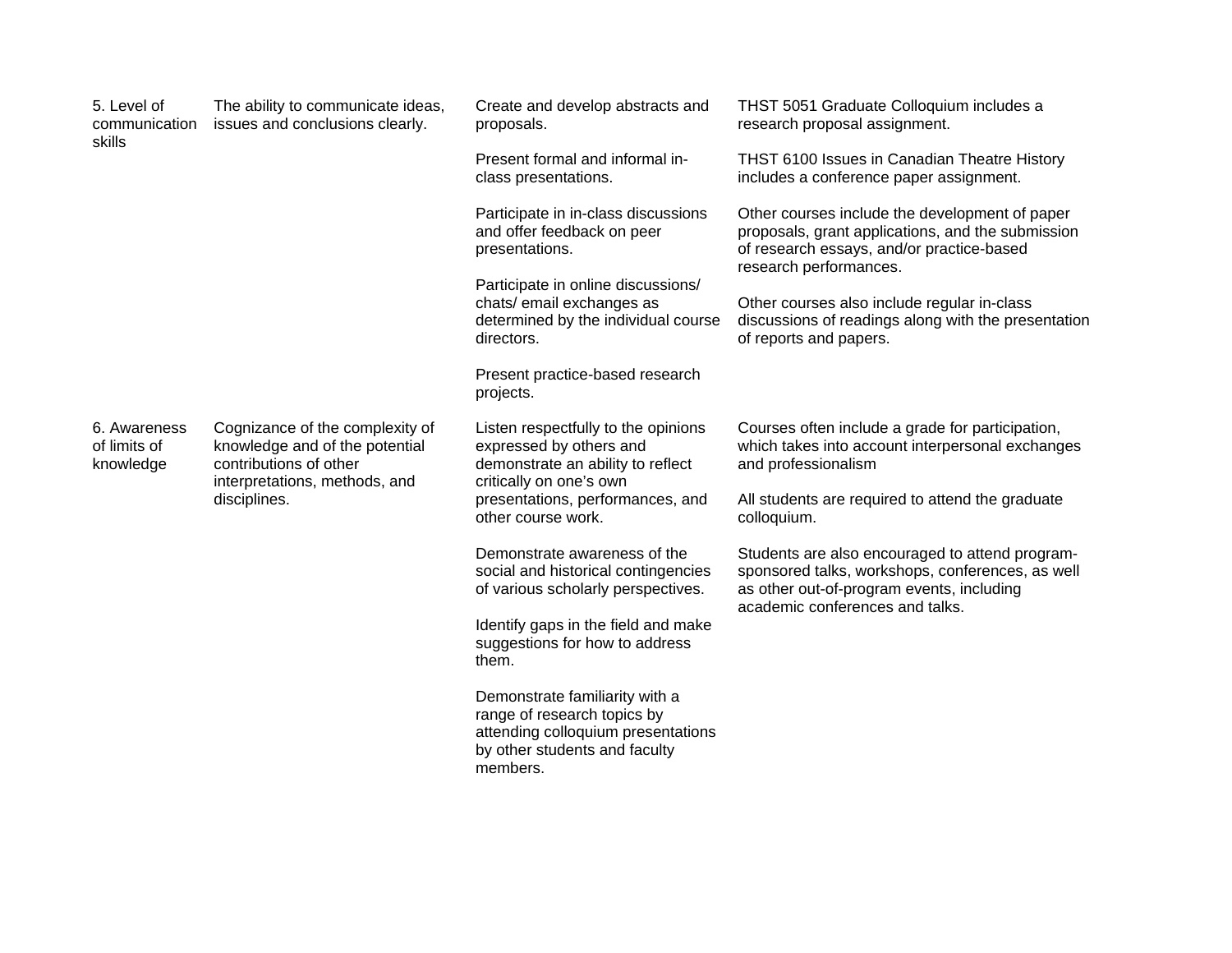| | | | |
|---|---|---|---|
| 5. Level of communication skills | The ability to communicate ideas, issues and conclusions clearly. | Create and develop abstracts and proposals.<br><br>Present formal and informal in-class presentations.<br><br>Participate in in-class discussions and offer feedback on peer presentations.<br><br>Participate in online discussions/ chats/ email exchanges as determined by the individual course directors.<br><br>Present practice-based research projects. | THST 5051 Graduate Colloquium includes a research proposal assignment.<br><br>THST 6100 Issues in Canadian Theatre History includes a conference paper assignment.<br><br>Other courses include the development of paper proposals, grant applications, and the submission of research essays, and/or practice-based research performances.<br><br>Other courses also include regular in-class discussions of readings along with the presentation of reports and papers. |
| 6. Awareness of limits of knowledge | Cognizance of the complexity of knowledge and of the potential contributions of other interpretations, methods, and disciplines. | Listen respectfully to the opinions expressed by others and demonstrate an ability to reflect critically on one's own presentations, performances, and other course work.<br><br>Demonstrate awareness of the social and historical contingencies of various scholarly perspectives.<br><br>Identify gaps in the field and make suggestions for how to address them.<br><br>Demonstrate familiarity with a range of research topics by attending colloquium presentations by other students and faculty members. | Courses often include a grade for participation, which takes into account interpersonal exchanges and professionalism<br><br>All students are required to attend the graduate colloquium.<br><br>Students are also encouraged to attend program-sponsored talks, workshops, conferences, as well as other out-of-program events, including academic conferences and talks. |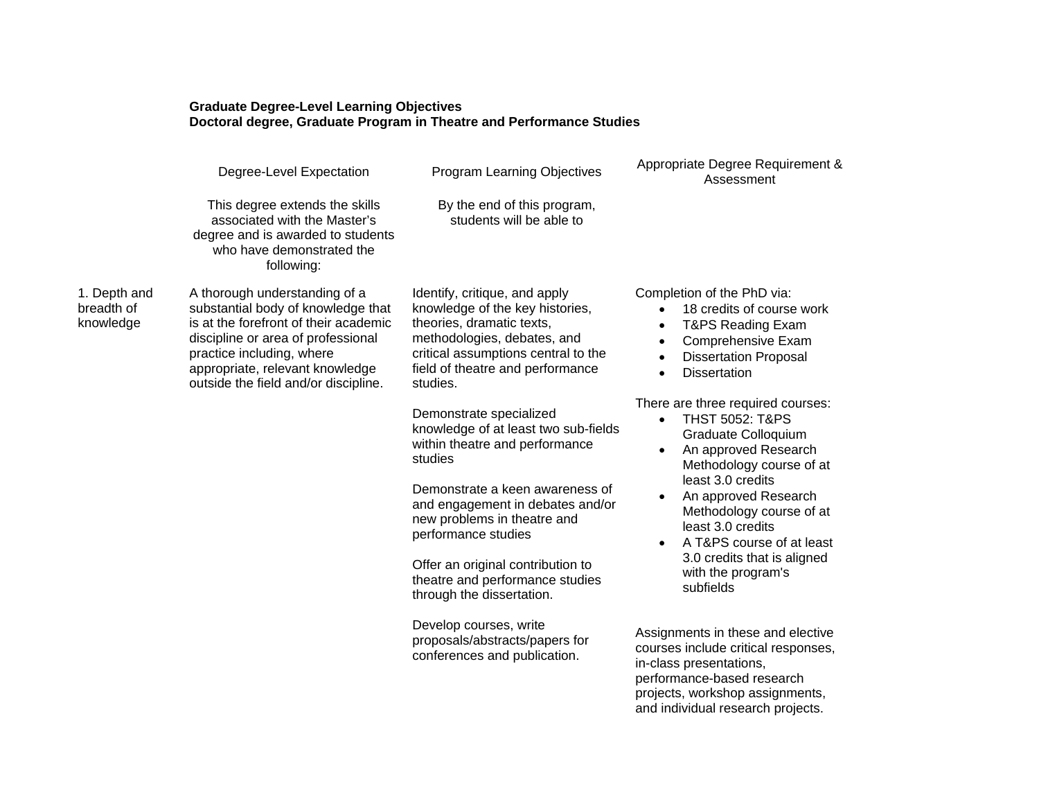**Graduate Degree-Level Learning Objectives**
**Doctoral degree, Graduate Program in Theatre and Performance Studies**

| | Degree-Level Expectation<br><br>This degree extends the skills associated with the Master's degree and is awarded to students who have demonstrated the following: | Program Learning Objectives<br><br>By the end of this program, students will be able to | Appropriate Degree Requirement & Assessment |
|---|---|---|---|
| 1. Depth and breadth of knowledge | A thorough understanding of a substantial body of knowledge that is at the forefront of their academic discipline or area of professional practice including, where appropriate, relevant knowledge outside the field and/or discipline. | Identify, critique, and apply knowledge of the key histories, theories, dramatic texts, methodologies, debates, and critical assumptions central to the field of theatre and performance studies.<br><br>Demonstrate specialized knowledge of at least two sub-fields within theatre and performance studies<br><br>Demonstrate a keen awareness of and engagement in debates and/or new problems in theatre and performance studies<br><br>Offer an original contribution to theatre and performance studies through the dissertation.<br><br>Develop courses, write proposals/abstracts/papers for conferences and publication. | Completion of the PhD via:<br>• 18 credits of course work<br>• T&PS Reading Exam<br>• Comprehensive Exam<br>• Dissertation Proposal<br>• Dissertation<br><br>There are three required courses:<br>• THST 5052: T&PS Graduate Colloquium<br>• An approved Research Methodology course of at least 3.0 credits<br>• An approved Research Methodology course of at least 3.0 credits<br>• A T&PS course of at least 3.0 credits that is aligned with the program's subfields<br><br>Assignments in these and elective courses include critical responses, in-class presentations, performance-based research projects, workshop assignments, and individual research projects. |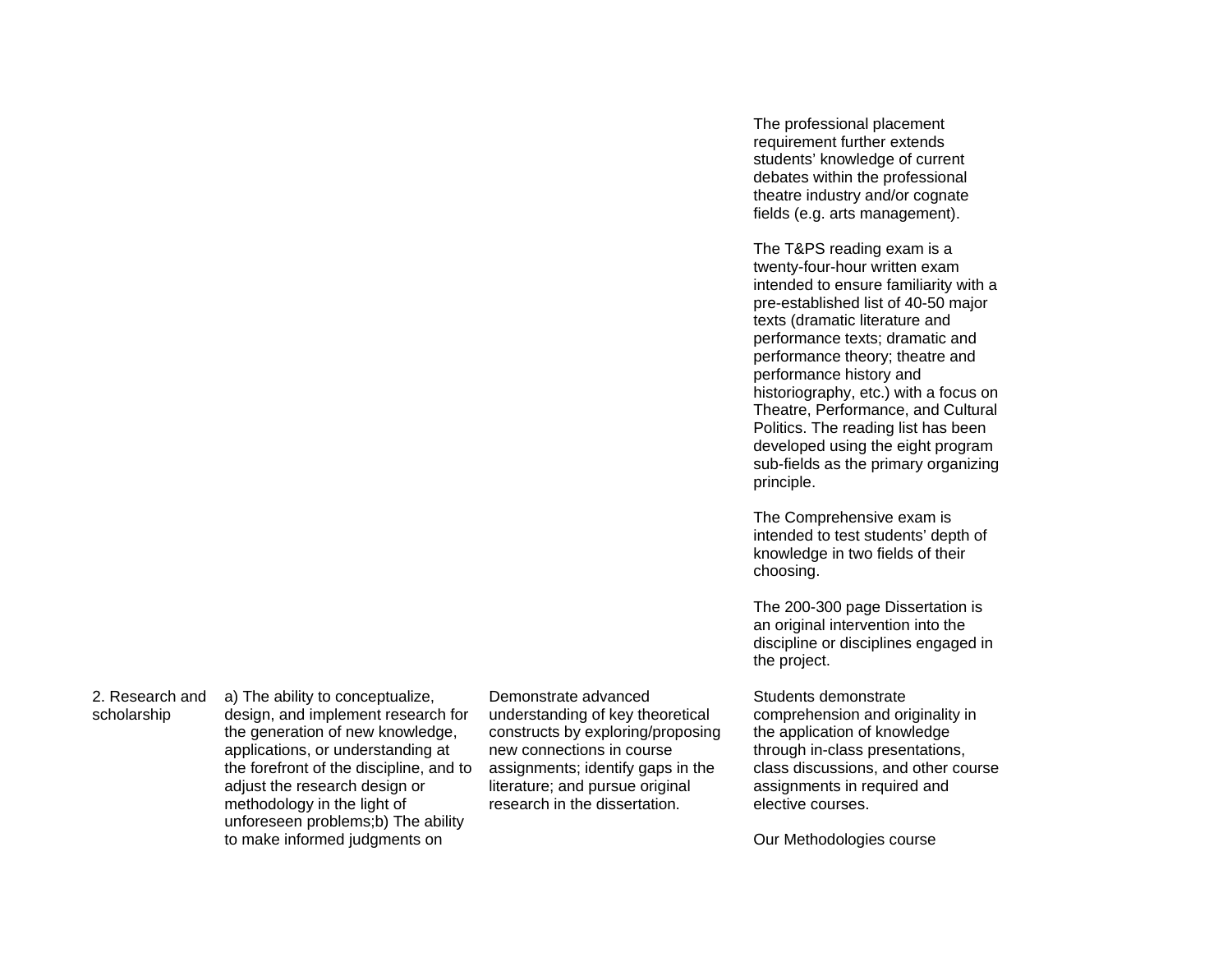| | | | |
|---|---|---|---|
| | | | The professional placement requirement further extends students' knowledge of current debates within the professional theatre industry and/or cognate fields (e.g. arts management).<br><br>The T&PS reading exam is a twenty-four-hour written exam intended to ensure familiarity with a pre-established list of 40-50 major texts (dramatic literature and performance texts; dramatic and performance theory; theatre and performance history and historiography, etc.) with a focus on Theatre, Performance, and Cultural Politics. The reading list has been developed using the eight program sub-fields as the primary organizing principle.<br><br>The Comprehensive exam is intended to test students' depth of knowledge in two fields of their choosing.<br><br>The 200-300 page Dissertation is an original intervention into the discipline or disciplines engaged in the project. |
| 2. Research and scholarship | a) The ability to conceptualize, design, and implement research for the generation of new knowledge, applications, or understanding at the forefront of the discipline, and to adjust the research design or methodology in the light of unforeseen problems;b) The ability to make informed judgments on | Demonstrate advanced understanding of key theoretical constructs by exploring/proposing new connections in course assignments; identify gaps in the literature; and pursue original research in the dissertation. | Students demonstrate comprehension and originality in the application of knowledge through in-class presentations, class discussions, and other course assignments in required and elective courses.<br><br>Our Methodologies course |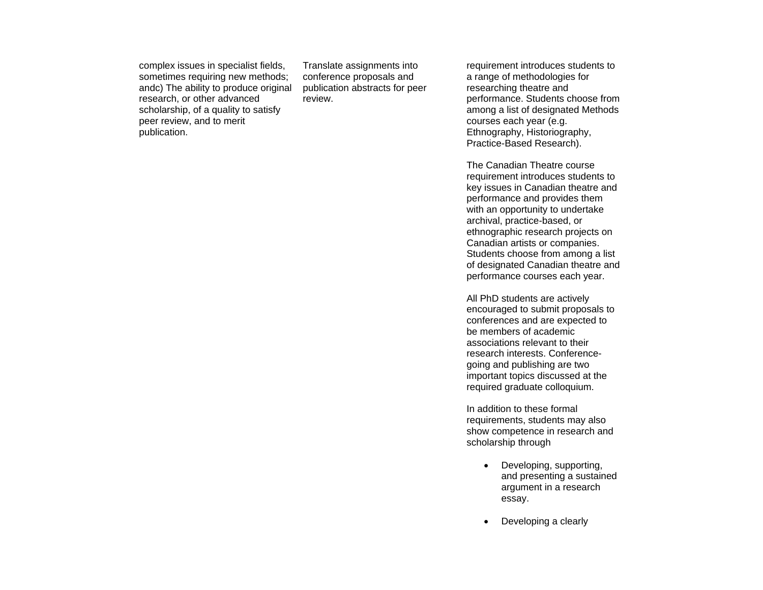| | | |
|---|---|---|
| complex issues in specialist fields, sometimes requiring new methods; andc) The ability to produce original research, or other advanced scholarship, of a quality to satisfy peer review, and to merit publication. | Translate assignments into conference proposals and publication abstracts for peer review. | requirement introduces students to a range of methodologies for researching theatre and performance. Students choose from among a list of designated Methods courses each year (e.g. Ethnography, Historiography, Practice-Based Research).<br><br>The Canadian Theatre course requirement introduces students to key issues in Canadian theatre and performance and provides them with an opportunity to undertake archival, practice-based, or ethnographic research projects on Canadian artists or companies. Students choose from among a list of designated Canadian theatre and performance courses each year.<br><br>All PhD students are actively encouraged to submit proposals to conferences and are expected to be members of academic associations relevant to their research interests. Conference-going and publishing are two important topics discussed at the required graduate colloquium.<br><br>In addition to these formal requirements, students may also show competence in research and scholarship through<br><br>• Developing, supporting, and presenting a sustained argument in a research essay.<br><br>• Developing a clearly |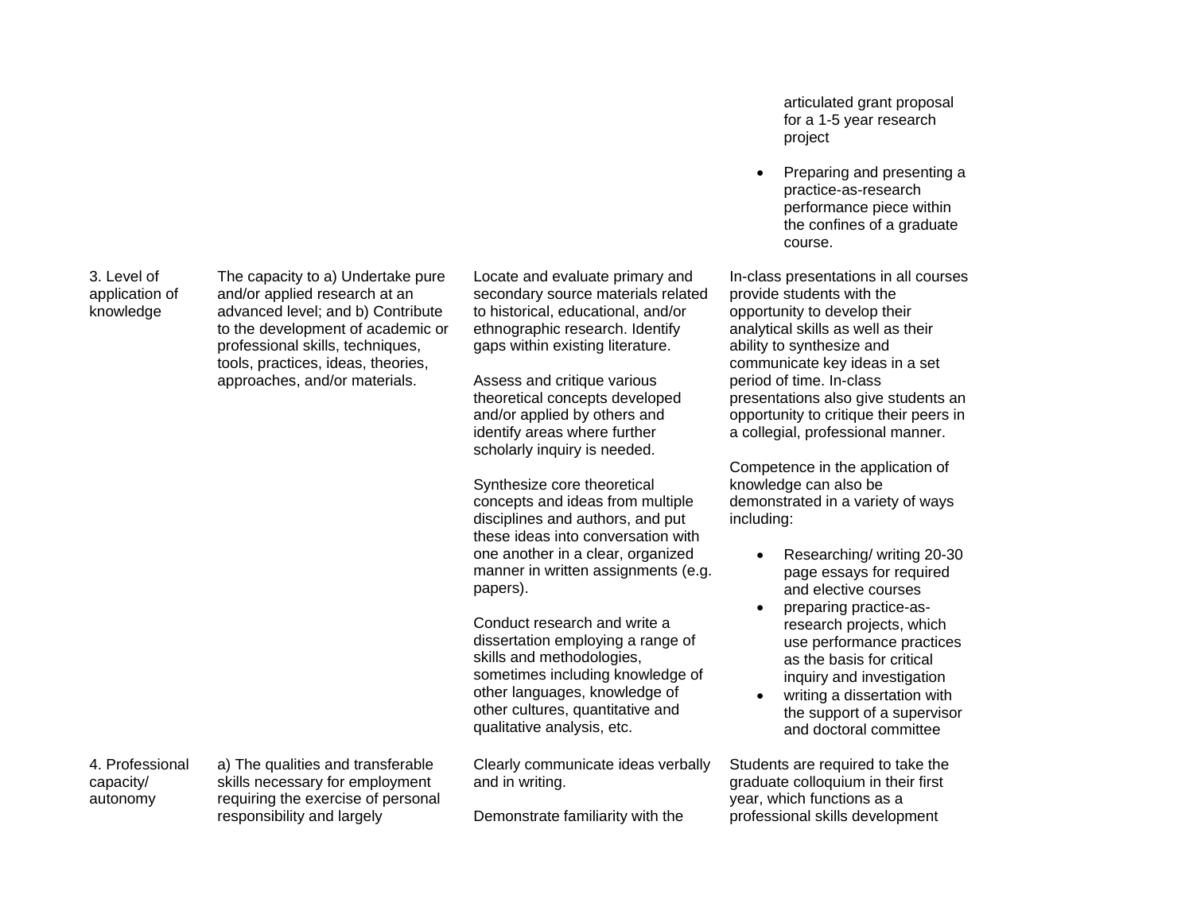| | | | |
|---|---|---|---|
| | | | articulated grant proposal for a 1-5 year research project<br><br>• Preparing and presenting a practice-as-research performance piece within the confines of a graduate course. |
| 3. Level of application of knowledge | The capacity to a) Undertake pure and/or applied research at an advanced level; and b) Contribute to the development of academic or professional skills, techniques, tools, practices, ideas, theories, approaches, and/or materials. | Locate and evaluate primary and secondary source materials related to historical, educational, and/or ethnographic research. Identify gaps within existing literature.<br><br>Assess and critique various theoretical concepts developed and/or applied by others and identify areas where further scholarly inquiry is needed.<br><br>Synthesize core theoretical concepts and ideas from multiple disciplines and authors, and put these ideas into conversation with one another in a clear, organized manner in written assignments (e.g. papers).<br><br>Conduct research and write a dissertation employing a range of skills and methodologies, sometimes including knowledge of other languages, knowledge of other cultures, quantitative and qualitative analysis, etc. | In-class presentations in all courses provide students with the opportunity to develop their analytical skills as well as their ability to synthesize and communicate key ideas in a set period of time. In-class presentations also give students an opportunity to critique their peers in a collegial, professional manner.<br><br>Competence in the application of knowledge can also be demonstrated in a variety of ways including:<br><br>• Researching/ writing 20-30 page essays for required and elective courses<br>• preparing practice-as-research projects, which use performance practices as the basis for critical inquiry and investigation<br>• writing a dissertation with the support of a supervisor and doctoral committee |
| 4. Professional capacity/ autonomy | a) The qualities and transferable skills necessary for employment requiring the exercise of personal responsibility and largely | Clearly communicate ideas verbally and in writing.<br><br>Demonstrate familiarity with the | Students are required to take the graduate colloquium in their first year, which functions as a professional skills development |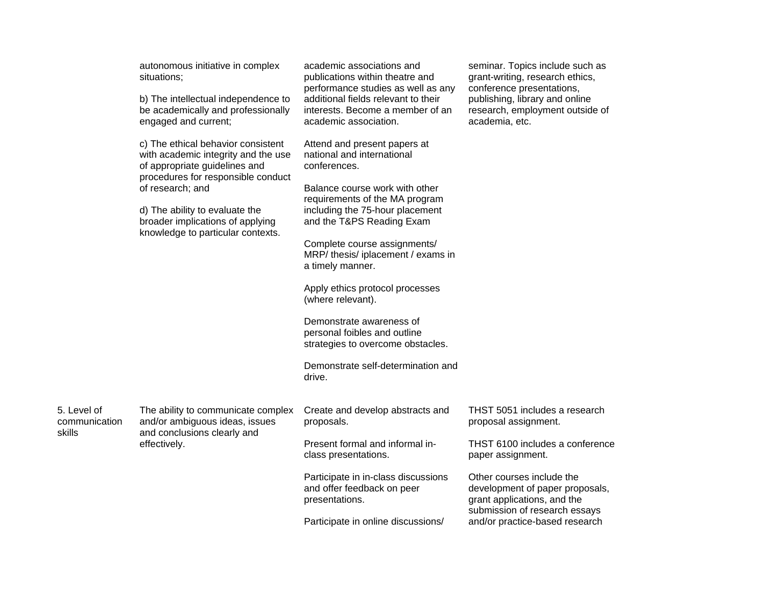| | | | |
|---|---|---|---|
| | autonomous initiative in complex situations;<br><br>b) The intellectual independence to be academically and professionally engaged and current;<br><br>c) The ethical behavior consistent with academic integrity and the use of appropriate guidelines and procedures for responsible conduct of research; and<br><br>d) The ability to evaluate the broader implications of applying knowledge to particular contexts. | academic associations and publications within theatre and performance studies as well as any additional fields relevant to their interests. Become a member of an academic association.<br><br>Attend and present papers at national and international conferences.<br><br>Balance course work with other requirements of the MA program including the 75-hour placement and the T&PS Reading Exam<br><br>Complete course assignments/ MRP/ thesis/ iplacement / exams in a timely manner.<br><br>Apply ethics protocol processes (where relevant).<br><br>Demonstrate awareness of personal foibles and outline strategies to overcome obstacles.<br><br>Demonstrate self-determination and drive. | seminar. Topics include such as grant-writing, research ethics, conference presentations, publishing, library and online research, employment outside of academia, etc. |
| 5. Level of communication skills | The ability to communicate complex and/or ambiguous ideas, issues and conclusions clearly and effectively. | Create and develop abstracts and proposals.<br><br>Present formal and informal in-class presentations.<br><br>Participate in in-class discussions and offer feedback on peer presentations.<br><br>Participate in online discussions/ | THST 5051 includes a research proposal assignment.<br><br>THST 6100 includes a conference paper assignment.<br><br>Other courses include the development of paper proposals, grant applications, and the submission of research essays and/or practice-based research |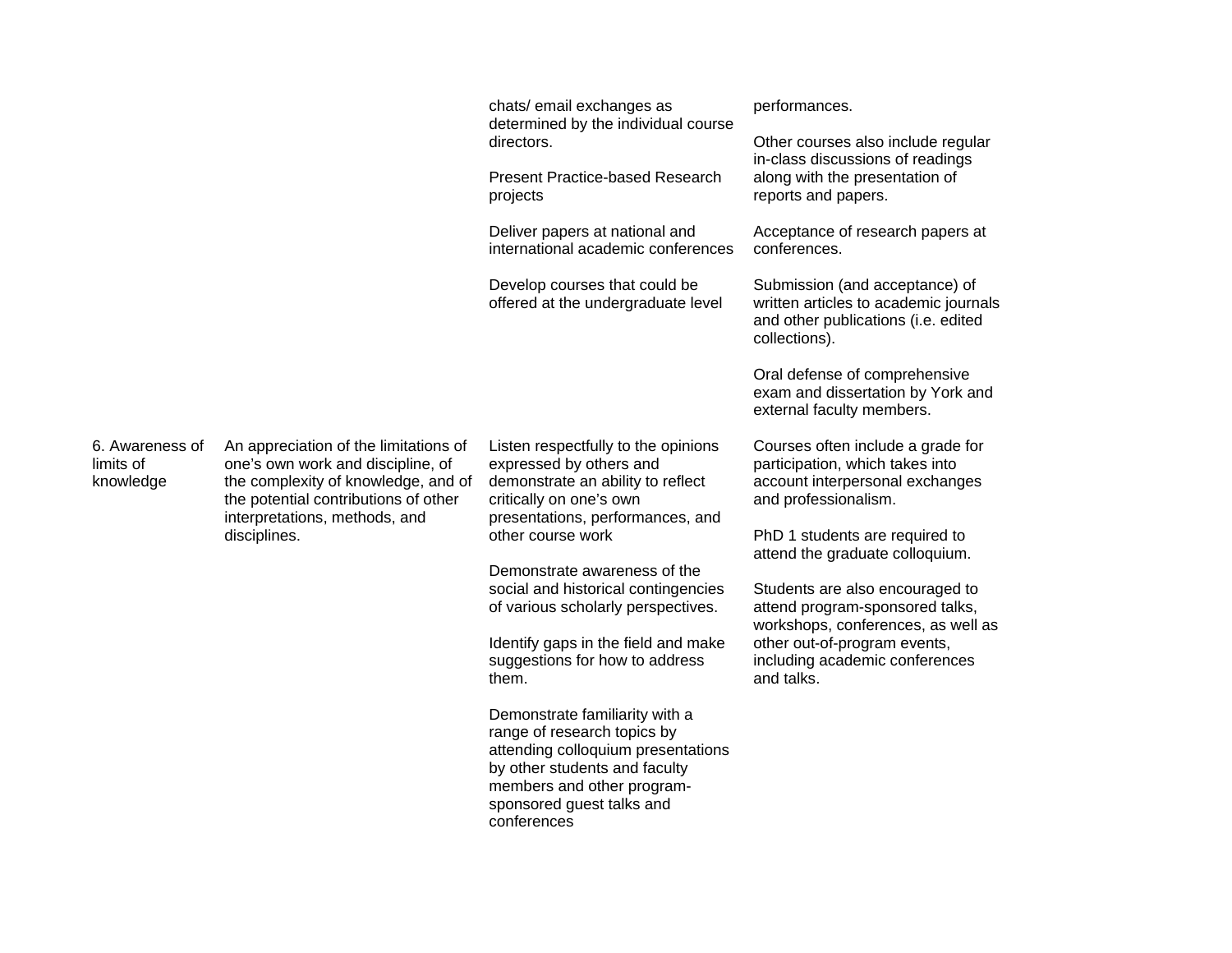| | | | |
|---|---|---|---|
| | | chats/ email exchanges as determined by the individual course directors.<br><br>Present Practice-based Research projects<br><br>Deliver papers at national and international academic conferences<br><br>Develop courses that could be offered at the undergraduate level | performances.<br><br>Other courses also include regular in-class discussions of readings along with the presentation of reports and papers.<br><br>Acceptance of research papers at conferences.<br><br>Submission (and acceptance) of written articles to academic journals and other publications (i.e. edited collections).<br><br>Oral defense of comprehensive exam and dissertation by York and external faculty members. |
| 6. Awareness of limits of knowledge | An appreciation of the limitations of one's own work and discipline, of the complexity of knowledge, and of the potential contributions of other interpretations, methods, and disciplines. | Listen respectfully to the opinions expressed by others and demonstrate an ability to reflect critically on one's own presentations, performances, and other course work<br><br>Demonstrate awareness of the social and historical contingencies of various scholarly perspectives.<br><br>Identify gaps in the field and make suggestions for how to address them.<br><br>Demonstrate familiarity with a range of research topics by attending colloquium presentations by other students and faculty members and other program-sponsored guest talks and conferences | Courses often include a grade for participation, which takes into account interpersonal exchanges and professionalism.<br><br>PhD 1 students are required to attend the graduate colloquium.<br><br>Students are also encouraged to attend program-sponsored talks, workshops, conferences, as well as other out-of-program events, including academic conferences and talks. |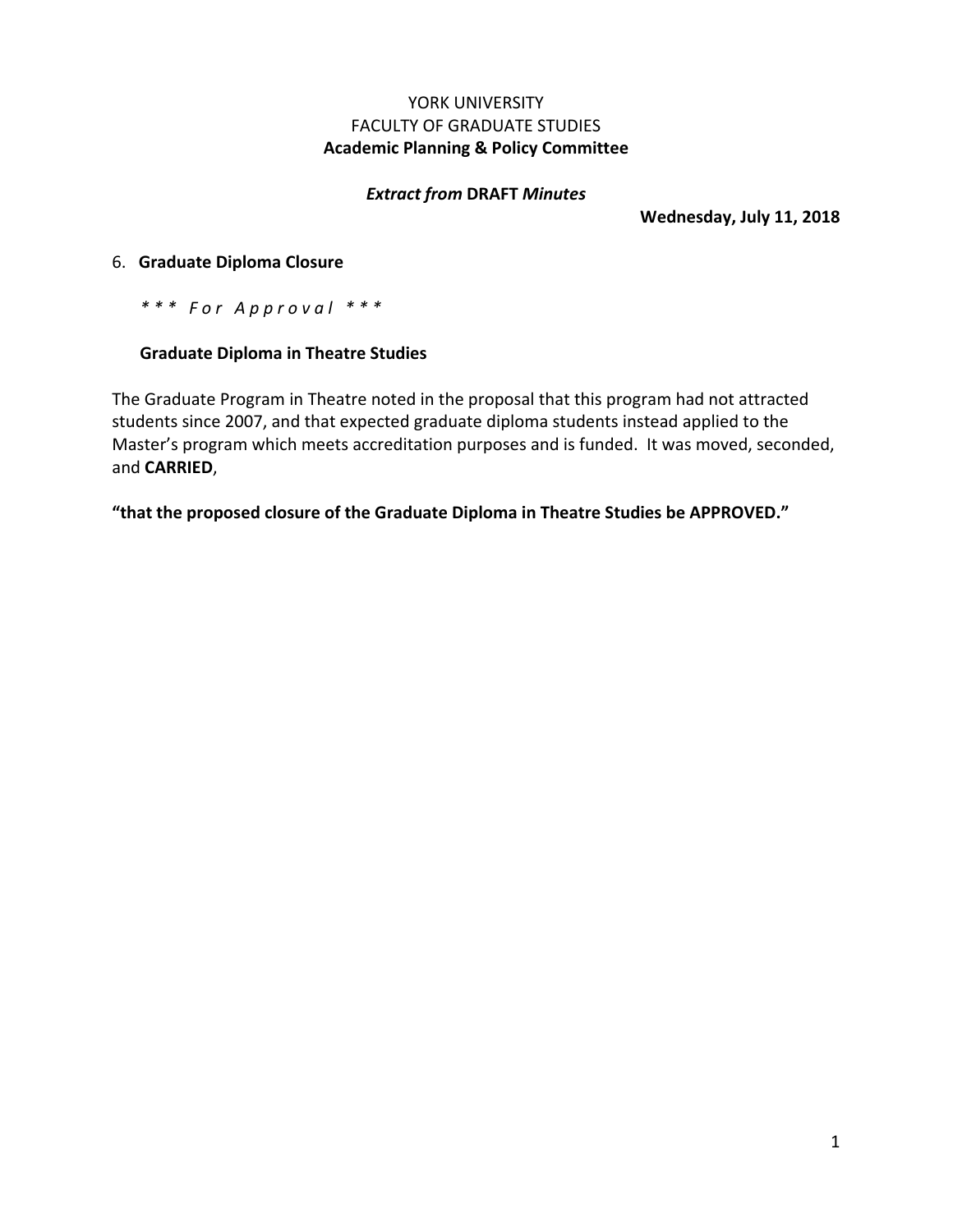YORK UNIVERSITY
FACULTY OF GRADUATE STUDIES
**Academic Planning & Policy Committee**

***Extract from* DRAFT *Minutes***

**Wednesday, July 11, 2018**

6. **Graduate Diploma Closure**

*\*\*\* For Approval \*\*\**

**Graduate Diploma in Theatre Studies**

The Graduate Program in Theatre noted in the proposal that this program had not attracted students since 2007, and that expected graduate diploma students instead applied to the Master's program which meets accreditation purposes and is funded. It was moved, seconded, and **CARRIED**,

**"that the proposed closure of the Graduate Diploma in Theatre Studies be APPROVED."**